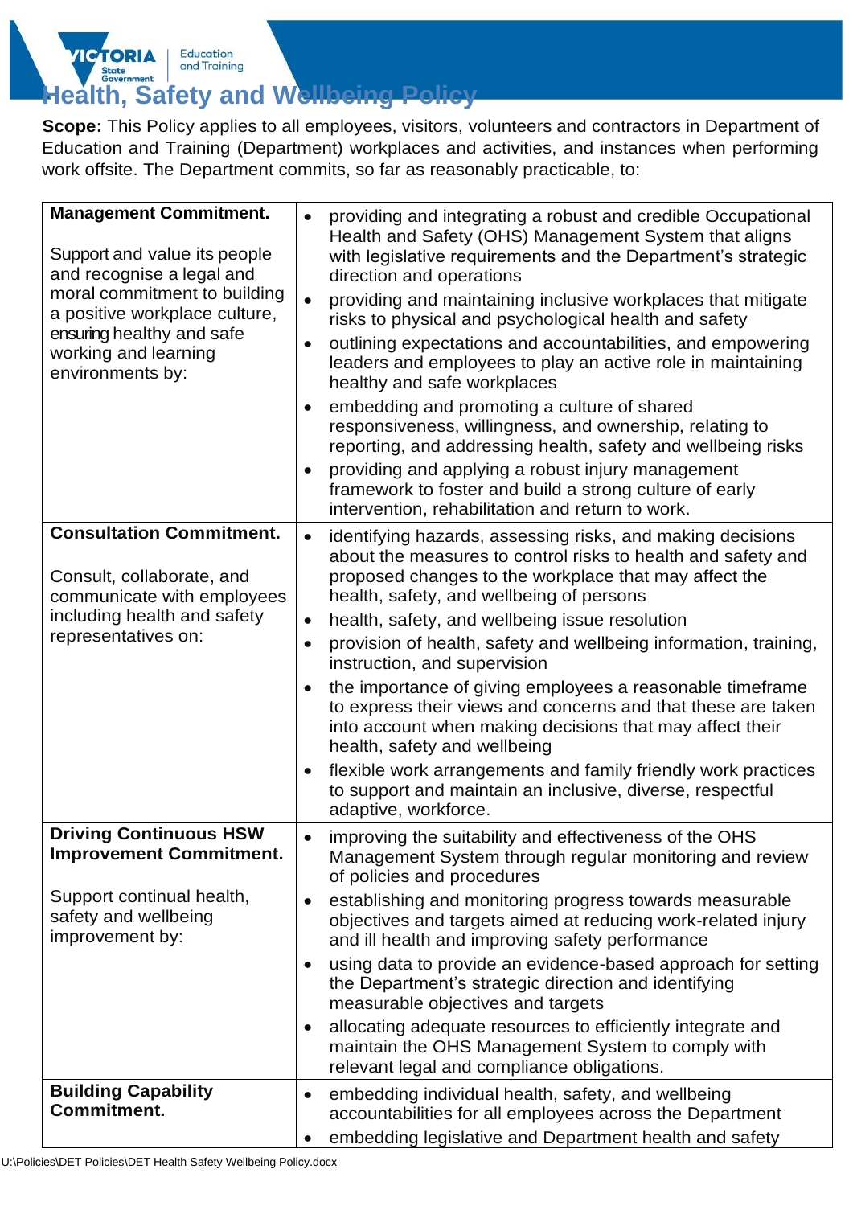# Health, Safety and Wellbeing Policy

**Scope:** This Policy applies to all employees, visitors, volunteers and contractors in Department of Education and Training (Department) workplaces and activities, and instances when performing work offsite. The Department commits, so far as reasonably practicable, to:

| | |
|---|---|
| **Management Commitment.**<br><br>Support and value its people and recognise a legal and moral commitment to building a positive workplace culture, ensuring healthy and safe working and learning environments by: | • providing and integrating a robust and credible Occupational Health and Safety (OHS) Management System that aligns with legislative requirements and the Department's strategic direction and operations<br>• providing and maintaining inclusive workplaces that mitigate risks to physical and psychological health and safety<br>• outlining expectations and accountabilities, and empowering leaders and employees to play an active role in maintaining healthy and safe workplaces<br>• embedding and promoting a culture of shared responsiveness, willingness, and ownership, relating to reporting, and addressing health, safety and wellbeing risks<br>• providing and applying a robust injury management framework to foster and build a strong culture of early intervention, rehabilitation and return to work. |
| **Consultation Commitment.**<br><br>Consult, collaborate, and communicate with employees including health and safety representatives on: | • identifying hazards, assessing risks, and making decisions about the measures to control risks to health and safety and proposed changes to the workplace that may affect the health, safety, and wellbeing of persons<br>• health, safety, and wellbeing issue resolution<br>• provision of health, safety and wellbeing information, training, instruction, and supervision<br>• the importance of giving employees a reasonable timeframe to express their views and concerns and that these are taken into account when making decisions that may affect their health, safety and wellbeing<br>• flexible work arrangements and family friendly work practices to support and maintain an inclusive, diverse, respectful adaptive, workforce. |
| **Driving Continuous HSW Improvement Commitment.**<br><br>Support continual health, safety and wellbeing improvement by: | • improving the suitability and effectiveness of the OHS Management System through regular monitoring and review of policies and procedures<br>• establishing and monitoring progress towards measurable objectives and targets aimed at reducing work-related injury and ill health and improving safety performance<br>• using data to provide an evidence-based approach for setting the Department's strategic direction and identifying measurable objectives and targets<br>• allocating adequate resources to efficiently integrate and maintain the OHS Management System to comply with relevant legal and compliance obligations. |
| **Building Capability Commitment.** | • embedding individual health, safety, and wellbeing accountabilities for all employees across the Department<br>• embedding legislative and Department health and safety |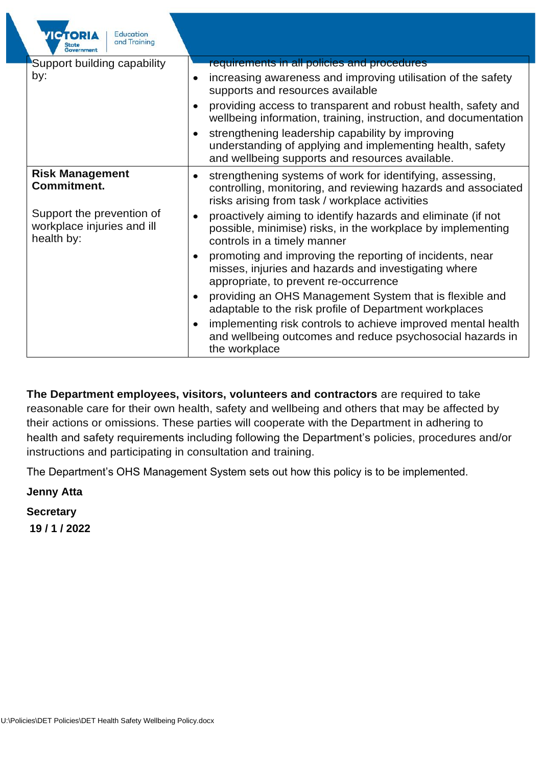| | |
|---|---|
| Support building capability by: | requirements in all policies and procedures<br>• increasing awareness and improving utilisation of the safety supports and resources available<br>• providing access to transparent and robust health, safety and wellbeing information, training, instruction, and documentation<br>• strengthening leadership capability by improving understanding of applying and implementing health, safety and wellbeing supports and resources available. |
| **Risk Management Commitment.**<br><br>Support the prevention of workplace injuries and ill health by: | • strengthening systems of work for identifying, assessing, controlling, monitoring, and reviewing hazards and associated risks arising from task / workplace activities<br>• proactively aiming to identify hazards and eliminate (if not possible, minimise) risks, in the workplace by implementing controls in a timely manner<br>• promoting and improving the reporting of incidents, near misses, injuries and hazards and investigating where appropriate, to prevent re-occurrence<br>• providing an OHS Management System that is flexible and adaptable to the risk profile of Department workplaces<br>• implementing risk controls to achieve improved mental health and wellbeing outcomes and reduce psychosocial hazards in the workplace |

**The Department employees, visitors, volunteers and contractors** are required to take reasonable care for their own health, safety and wellbeing and others that may be affected by their actions or omissions. These parties will cooperate with the Department in adhering to health and safety requirements including following the Department's policies, procedures and/or instructions and participating in consultation and training.

The Department's OHS Management System sets out how this policy is to be implemented.

**Jenny Atta**

**Secretary**

**19 / 1 / 2022**

U:\Policies\DET Policies\DET Health Safety Wellbeing Policy.docx